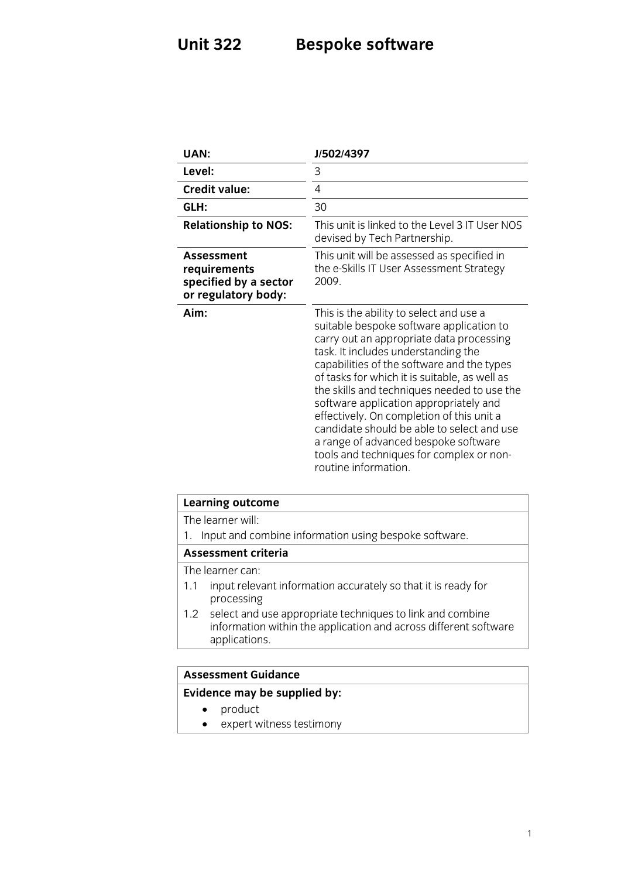# Unit 322 Bespoke software

| | |
|---|---|
| **UAN:** | **J/502/4397** |
| **Level:** | 3 |
| **Credit value:** | 4 |
| **GLH:** | 30 |
| **Relationship to NOS:** | This unit is linked to the Level 3 IT User NOS devised by Tech Partnership. |
| **Assessment requirements specified by a sector or regulatory body:** | This unit will be assessed as specified in the e-Skills IT User Assessment Strategy 2009. |
| **Aim:** | This is the ability to select and use a suitable bespoke software application to carry out an appropriate data processing task. It includes understanding the capabilities of the software and the types of tasks for which it is suitable, as well as the skills and techniques needed to use the software application appropriately and effectively. On completion of this unit a candidate should be able to select and use a range of advanced bespoke software tools and techniques for complex or non-routine information. |

**Learning outcome**

The learner will:

1. Input and combine information using bespoke software.

**Assessment criteria**

The learner can:

1.1 input relevant information accurately so that it is ready for processing

1.2 select and use appropriate techniques to link and combine information within the application and across different software applications.

**Assessment Guidance**

**Evidence may be supplied by:**

- product
- expert witness testimony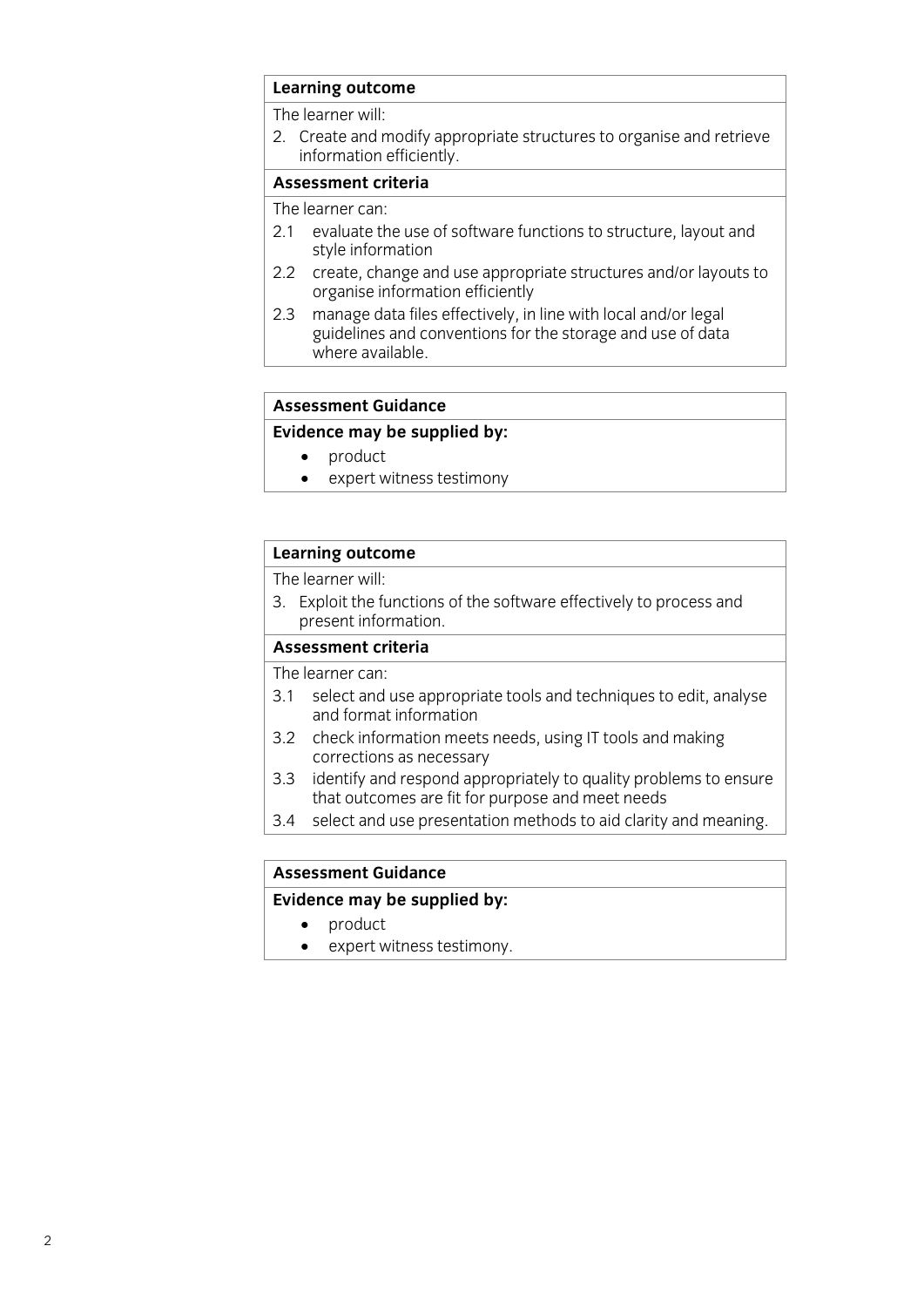**Learning outcome**

The learner will:

2. Create and modify appropriate structures to organise and retrieve information efficiently.

**Assessment criteria**

The learner can:

2.1 evaluate the use of software functions to structure, layout and style information

2.2 create, change and use appropriate structures and/or layouts to organise information efficiently

2.3 manage data files effectively, in line with local and/or legal guidelines and conventions for the storage and use of data where available.

**Assessment Guidance**

**Evidence may be supplied by:**

- product
- expert witness testimony

**Learning outcome**

The learner will:

3. Exploit the functions of the software effectively to process and present information.

**Assessment criteria**

The learner can:

3.1 select and use appropriate tools and techniques to edit, analyse and format information

3.2 check information meets needs, using IT tools and making corrections as necessary

3.3 identify and respond appropriately to quality problems to ensure that outcomes are fit for purpose and meet needs

3.4 select and use presentation methods to aid clarity and meaning.

**Assessment Guidance**

**Evidence may be supplied by:**

- product
- expert witness testimony.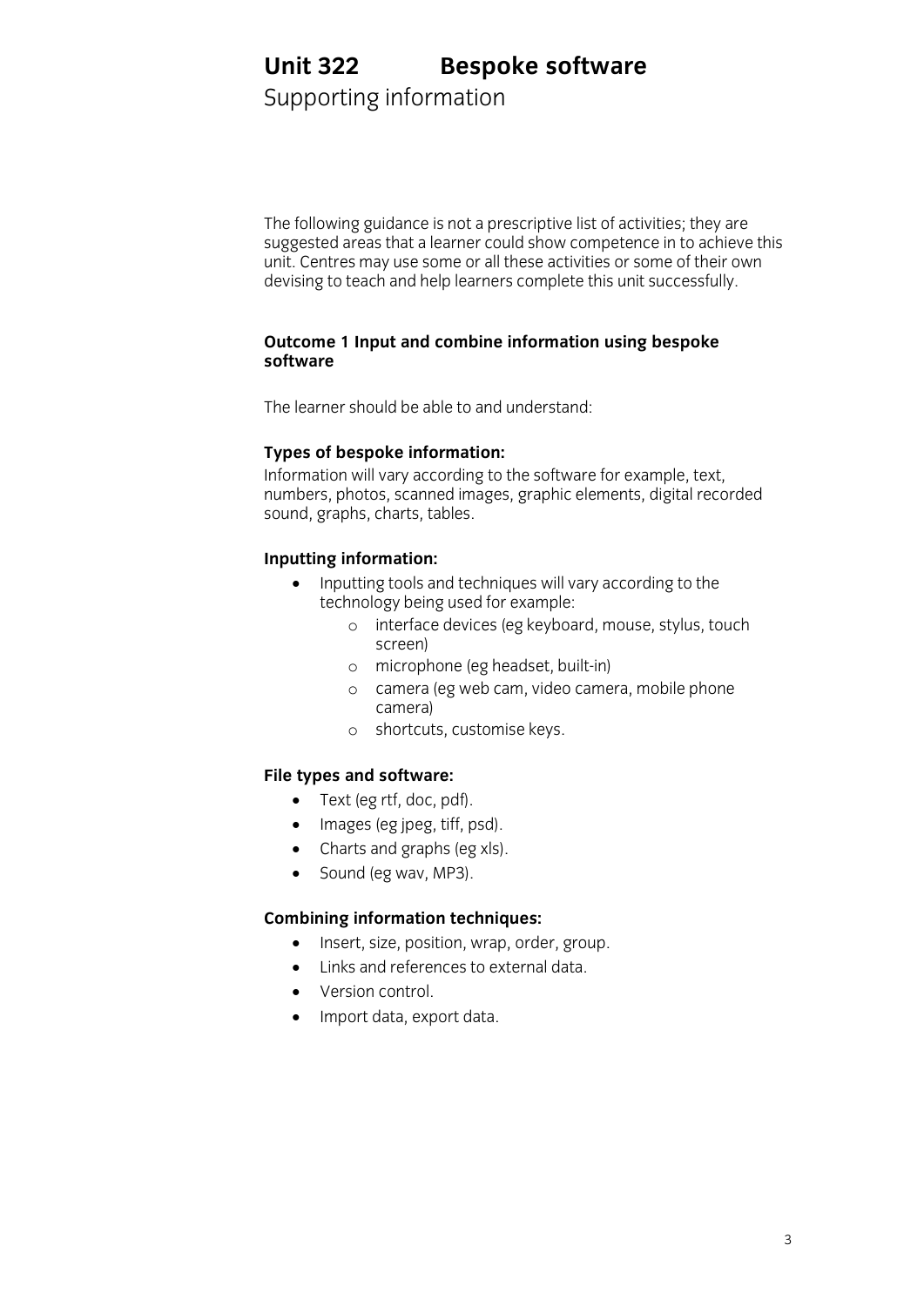# Unit 322 Bespoke software

## Supporting information

The following guidance is not a prescriptive list of activities; they are suggested areas that a learner could show competence in to achieve this unit. Centres may use some or all these activities or some of their own devising to teach and help learners complete this unit successfully.

### Outcome 1 Input and combine information using bespoke software

The learner should be able to and understand:

**Types of bespoke information:**

Information will vary according to the software for example, text, numbers, photos, scanned images, graphic elements, digital recorded sound, graphs, charts, tables.

**Inputting information:**

- Inputting tools and techniques will vary according to the technology being used for example:
  - interface devices (eg keyboard, mouse, stylus, touch screen)
  - microphone (eg headset, built-in)
  - camera (eg web cam, video camera, mobile phone camera)
  - shortcuts, customise keys.

**File types and software:**

- Text (eg rtf, doc, pdf).
- Images (eg jpeg, tiff, psd).
- Charts and graphs (eg xls).
- Sound (eg wav, MP3).

**Combining information techniques:**

- Insert, size, position, wrap, order, group.
- Links and references to external data.
- Version control.
- Import data, export data.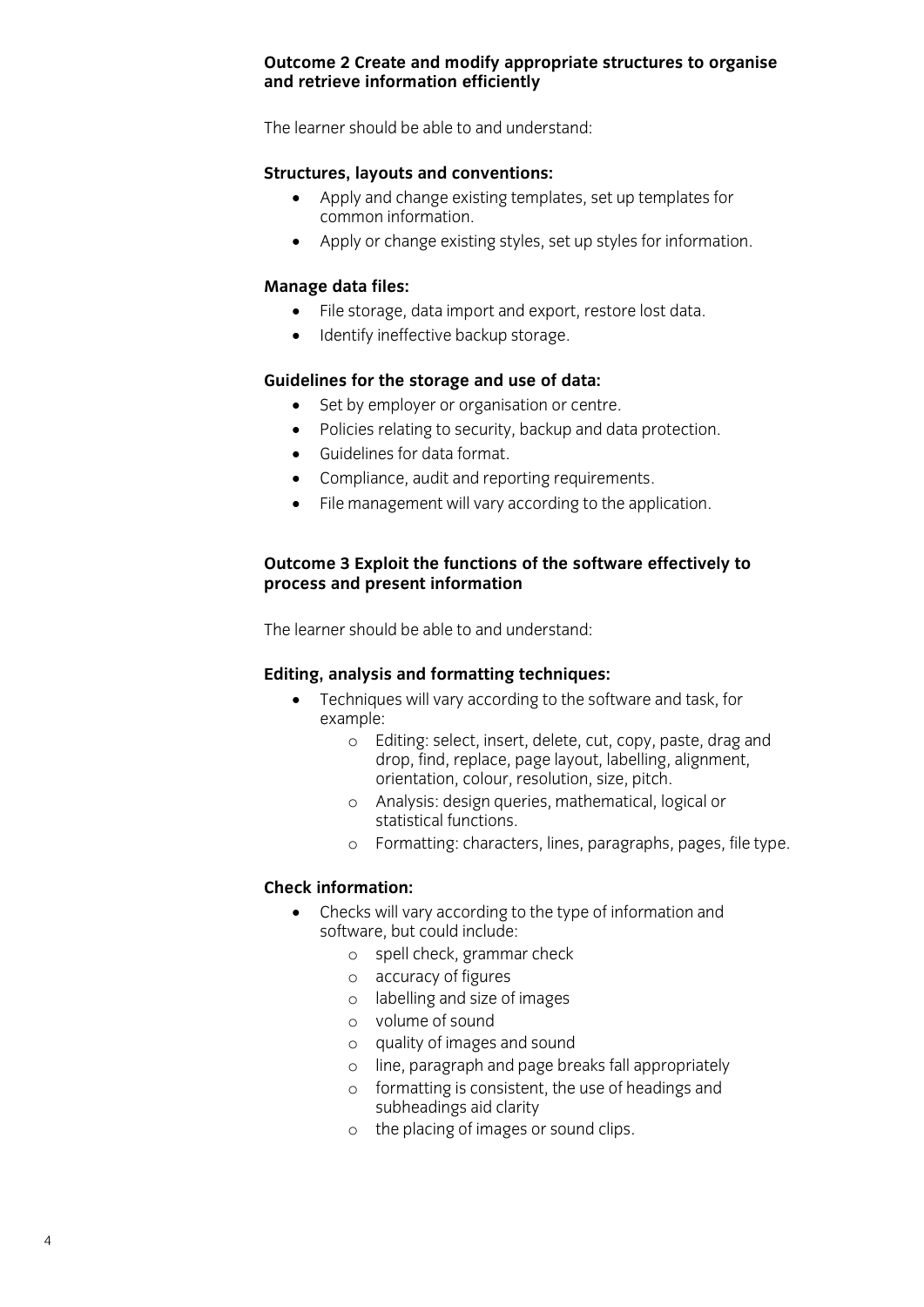**Outcome 2 Create and modify appropriate structures to organise and retrieve information efficiently**

The learner should be able to and understand:

**Structures, layouts and conventions:**

- Apply and change existing templates, set up templates for common information.
- Apply or change existing styles, set up styles for information.

**Manage data files:**

- File storage, data import and export, restore lost data.
- Identify ineffective backup storage.

**Guidelines for the storage and use of data:**

- Set by employer or organisation or centre.
- Policies relating to security, backup and data protection.
- Guidelines for data format.
- Compliance, audit and reporting requirements.
- File management will vary according to the application.

**Outcome 3 Exploit the functions of the software effectively to process and present information**

The learner should be able to and understand:

**Editing, analysis and formatting techniques:**

- Techniques will vary according to the software and task, for example:
  - Editing: select, insert, delete, cut, copy, paste, drag and drop, find, replace, page layout, labelling, alignment, orientation, colour, resolution, size, pitch.
  - Analysis: design queries, mathematical, logical or statistical functions.
  - Formatting: characters, lines, paragraphs, pages, file type.

**Check information:**

- Checks will vary according to the type of information and software, but could include:
  - spell check, grammar check
  - accuracy of figures
  - labelling and size of images
  - volume of sound
  - quality of images and sound
  - line, paragraph and page breaks fall appropriately
  - formatting is consistent, the use of headings and subheadings aid clarity
  - the placing of images or sound clips.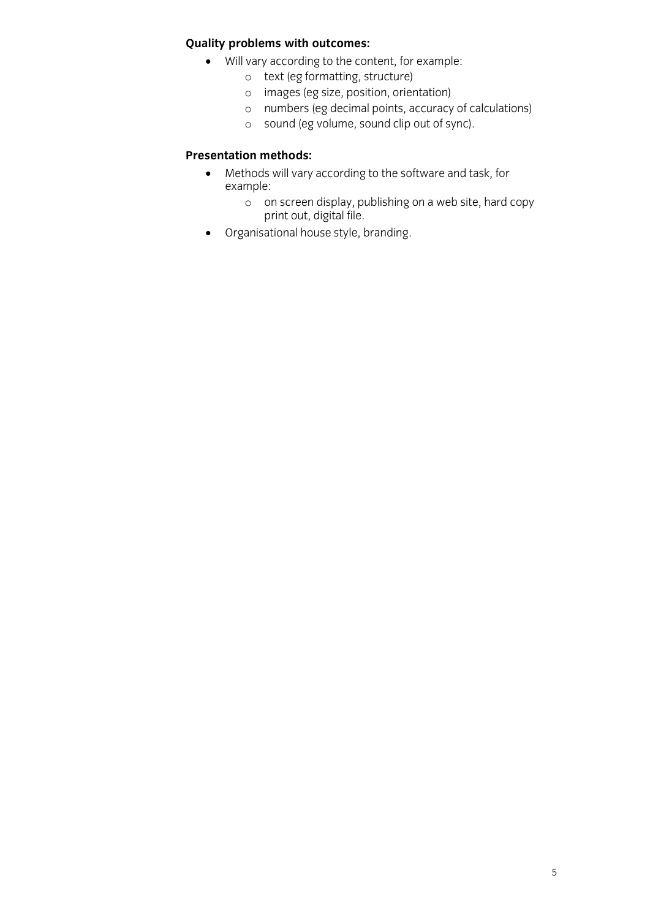**Quality problems with outcomes:**

- Will vary according to the content, for example:
  - text (eg formatting, structure)
  - images (eg size, position, orientation)
  - numbers (eg decimal points, accuracy of calculations)
  - sound (eg volume, sound clip out of sync).

**Presentation methods:**

- Methods will vary according to the software and task, for example:
  - on screen display, publishing on a web site, hard copy print out, digital file.
- Organisational house style, branding.